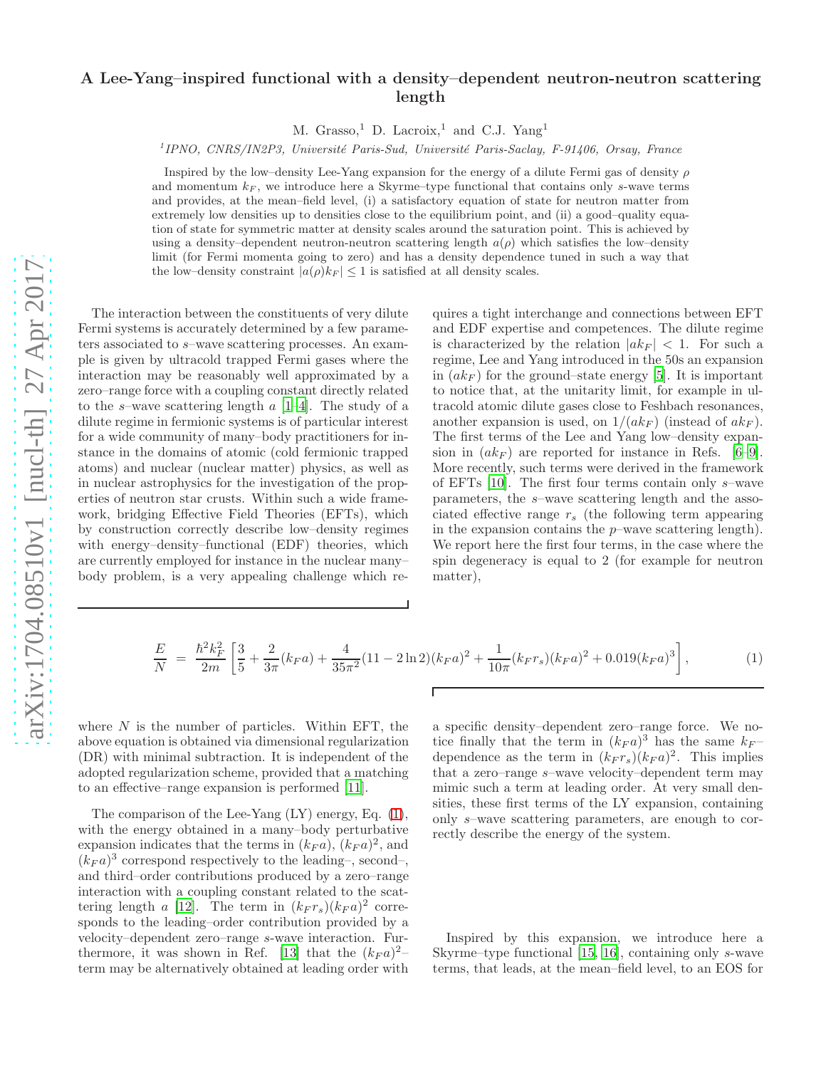# A Lee-Yang–inspired functional with a density–dependent neutron-neutron scattering length

M. Grasso,[1] D. Lacroix,[1] and C.J. Yang[1]

[1]*IPNO, CNRS/IN2P3, Université Paris-Sud, Université Paris-Saclay, F-91406, Orsay, France*

Inspired by the low–density Lee-Yang expansion for the energy of a dilute Fermi gas of density $\rho$ and momentum $k_F$, we introduce here a Skyrme–type functional that contains only $s$-wave terms and provides, at the mean–field level, (i) a satisfactory equation of state for neutron matter from extremely low densities up to densities close to the equilibrium point, and (ii) a good–quality equation of state for symmetric matter at density scales around the saturation point. This is achieved by using a density–dependent neutron-neutron scattering length $a(\rho)$ which satisfies the low–density limit (for Fermi momenta going to zero) and has a density dependence tuned in such a way that the low–density constraint $|a(\rho)k_F| \leq 1$ is satisfied at all density scales.

The interaction between the constituents of very dilute Fermi systems is accurately determined by a few parameters associated to $s$–wave scattering processes. An example is given by ultracold trapped Fermi gases where the interaction may be reasonably well approximated by a zero–range force with a coupling constant directly related to the $s$–wave scattering length $a$ [1–4]. The study of a dilute regime in fermionic systems is of particular interest for a wide community of many–body practitioners for instance in the domains of atomic (cold fermionic trapped atoms) and nuclear (nuclear matter) physics, as well as in nuclear astrophysics for the investigation of the properties of neutron star crusts. Within such a wide framework, bridging Effective Field Theories (EFTs), which by construction correctly describe low–density regimes with energy–density–functional (EDF) theories, which are currently employed for instance in the nuclear many–body problem, is a very appealing challenge which requires a tight interchange and connections between EFT and EDF expertise and competences. The dilute regime is characterized by the relation $|ak_F| < 1$. For such a regime, Lee and Yang introduced in the 50s an expansion in $(ak_F)$ for the ground–state energy [5]. It is important to notice that, at the unitarity limit, for example in ultracold atomic dilute gases close to Feshbach resonances, another expansion is used, on $1/(ak_F)$ (instead of $ak_F$). The first terms of the Lee and Yang low–density expansion in $(ak_F)$ are reported for instance in Refs. [6–9]. More recently, such terms were derived in the framework of EFTs [10]. The first four terms contain only $s$–wave parameters, the $s$–wave scattering length and the associated effective range $r_s$ (the following term appearing in the expansion contains the $p$–wave scattering length). We report here the first four terms, in the case where the spin degeneracy is equal to 2 (for example for neutron matter),

$$\frac{E}{N} = \frac{\hbar^2 k_F^2}{2m}\left[\frac{3}{5} + \frac{2}{3\pi}(k_F a) + \frac{4}{35\pi^2}(11 - 2\ln 2)(k_F a)^2 + \frac{1}{10\pi}(k_F r_s)(k_F a)^2 + 0.019(k_F a)^3\right], \tag{1}$$

where $N$ is the number of particles. Within EFT, the above equation is obtained via dimensional regularization (DR) with minimal subtraction. It is independent of the adopted regularization scheme, provided that a matching to an effective–range expansion is performed [11].

The comparison of the Lee-Yang (LY) energy, Eq. (1), with the energy obtained in a many–body perturbative expansion indicates that the terms in $(k_F a)$, $(k_F a)^2$, and $(k_F a)^3$ correspond respectively to the leading–, second–, and third–order contributions produced by a zero–range interaction with a coupling constant related to the scattering length $a$ [12]. The term in $(k_F r_s)(k_F a)^2$ corresponds to the leading–order contribution provided by a velocity–dependent zero–range $s$-wave interaction. Furthermore, it was shown in Ref. [13] that the $(k_F a)^2$–term may be alternatively obtained at leading order with a specific density–dependent zero–range force. We notice finally that the term in $(k_F a)^3$ has the same $k_F$–dependence as the term in $(k_F r_s)(k_F a)^2$. This implies that a zero–range $s$–wave velocity–dependent term may mimic such a term at leading order. At very small densities, these first terms of the LY expansion, containing only $s$–wave scattering parameters, are enough to correctly describe the energy of the system.

Inspired by this expansion, we introduce here a Skyrme–type functional [15, 16], containing only $s$-wave terms, that leads, at the mean–field level, to an EOS for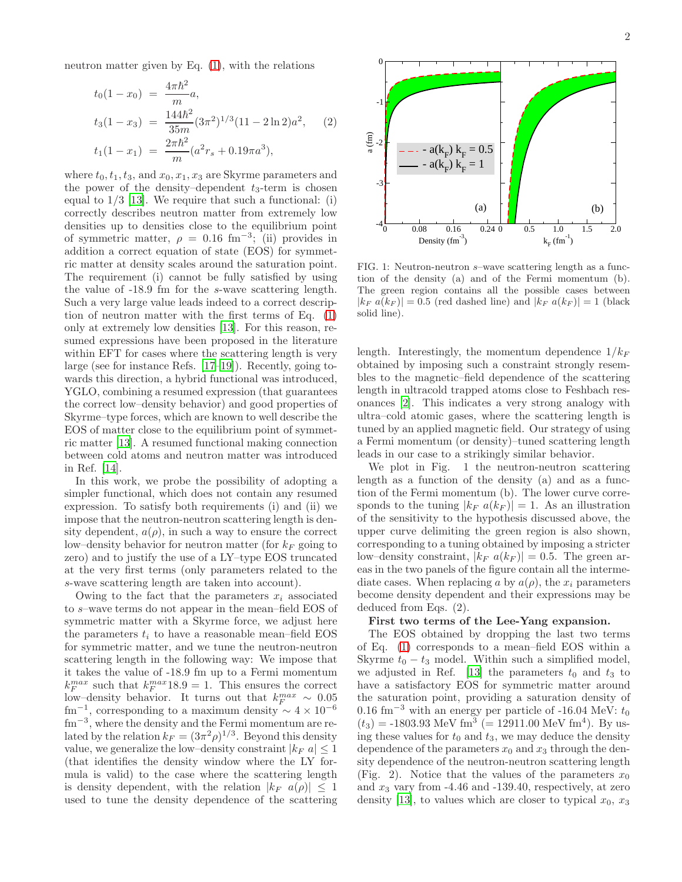neutron matter given by Eq. (1), with the relations

$$
\begin{aligned}
t_0(1-x_0) &= \frac{4\pi\hbar^2}{m}a, \\
t_3(1-x_3) &= \frac{144\hbar^2}{35m}(3\pi^2)^{1/3}(11-2\ln 2)a^2, \\
t_1(1-x_1) &= \frac{2\pi\hbar^2}{m}(a^2 r_s + 0.19\pi a^3),
\end{aligned}
\tag{2}
$$

where $t_0, t_1, t_3$, and $x_0, x_1, x_3$ are Skyrme parameters and the power of the density–dependent $t_3$-term is chosen equal to 1/3 [13]. We require that such a functional: (i) correctly describes neutron matter from extremely low densities up to densities close to the equilibrium point of symmetric matter, $\rho$ = 0.16 fm$^{-3}$; (ii) provides in addition a correct equation of state (EOS) for symmetric matter at density scales around the saturation point. The requirement (i) cannot be fully satisfied by using the value of -18.9 fm for the $s$-wave scattering length. Such a very large value leads indeed to a correct description of neutron matter with the first terms of Eq. (1) only at extremely low densities [13]. For this reason, resumed expressions have been proposed in the literature within EFT for cases where the scattering length is very large (see for instance Refs. [17–19]). Recently, going towards this direction, a hybrid functional was introduced, YGLO, combining a resumed expression (that guarantees the correct low–density behavior) and good properties of Skyrme–type forces, which are known to well describe the EOS of matter close to the equilibrium point of symmetric matter [13]. A resumed functional making connection between cold atoms and neutron matter was introduced in Ref. [14].

In this work, we probe the possibility of adopting a simpler functional, which does not contain any resumed expression. To satisfy both requirements (i) and (ii) we impose that the neutron-neutron scattering length is density dependent, $a(\rho)$, in such a way to ensure the correct low–density behavior for neutron matter (for $k_F$ going to zero) and to justify the use of a LY–type EOS truncated at the very first terms (only parameters related to the $s$-wave scattering length are taken into account).

Owing to the fact that the parameters $x_i$ associated to $s$–wave terms do not appear in the mean–field EOS of symmetric matter with a Skyrme force, we adjust here the parameters $t_i$ to have a reasonable mean–field EOS for symmetric matter, and we tune the neutron-neutron scattering length in the following way: We impose that it takes the value of -18.9 fm up to a Fermi momentum $k_F^{max}$ such that $k_F^{max}18.9 = 1$. This ensures the correct low–density behavior. It turns out that $k_F^{max} \sim 0.05$ fm$^{-1}$, corresponding to a maximum density $\sim 4 \times 10^{-6}$ fm$^{-3}$, where the density and the Fermi momentum are related by the relation $k_F = (3\pi^2\rho)^{1/3}$. Beyond this density value, we generalize the low–density constraint $|k_F\, a| \leq 1$ (that identifies the density window where the LY formula is valid) to the case where the scattering length is density dependent, with the relation $|k_F\, a(\rho)| \leq 1$ used to tune the density dependence of the scattering length. Interestingly, the momentum dependence $1/k_F$ obtained by imposing such a constraint strongly resembles to the magnetic–field dependence of the scattering length in ultracold trapped atoms close to Feshbach resonances [2]. This indicates a very strong analogy with ultra–cold atomic gases, where the scattering length is tuned by an applied magnetic field. Our strategy of using a Fermi momentum (or density)–tuned scattering length leads in our case to a strikingly similar behavior.

FIG. 1: Neutron-neutron $s$–wave scattering length as a function of the density (a) and of the Fermi momentum (b). The green region contains all the possible cases between $|k_F\, a(k_F)| = 0.5$ (red dashed line) and $|k_F\, a(k_F)| = 1$ (black solid line).

We plot in Fig. 1 the neutron-neutron scattering length as a function of the density (a) and as a function of the Fermi momentum (b). The lower curve corresponds to the tuning $|k_F\, a(k_F)| = 1$. As an illustration of the sensitivity to the hypothesis discussed above, the upper curve delimiting the green region is also shown, corresponding to a tuning obtained by imposing a stricter low–density constraint, $|k_F\, a(k_F)| = 0.5$. The green areas in the two panels of the figure contain all the intermediate cases. When replacing $a$ by $a(\rho)$, the $x_i$ parameters become density dependent and their expressions may be deduced from Eqs. (2).

**First two terms of the Lee-Yang expansion.**

The EOS obtained by dropping the last two terms of Eq. (1) corresponds to a mean–field EOS within a Skyrme $t_0 - t_3$ model. Within such a simplified model, we adjusted in Ref. [13] the parameters $t_0$ and $t_3$ to have a satisfactory EOS for symmetric matter around the saturation point, providing a saturation density of 0.16 fm$^{-3}$ with an energy per particle of -16.04 MeV: $t_0$ ($t_3$) = -1803.93 MeV fm$^3$ (= 12911.00 MeV fm$^4$). By using these values for $t_0$ and $t_3$, we may deduce the density dependence of the parameters $x_0$ and $x_3$ through the density dependence of the neutron-neutron scattering length (Fig. 2). Notice that the values of the parameters $x_0$ and $x_3$ vary from -4.46 and -139.40, respectively, at zero density [13], to values which are closer to typical $x_0$, $x_3$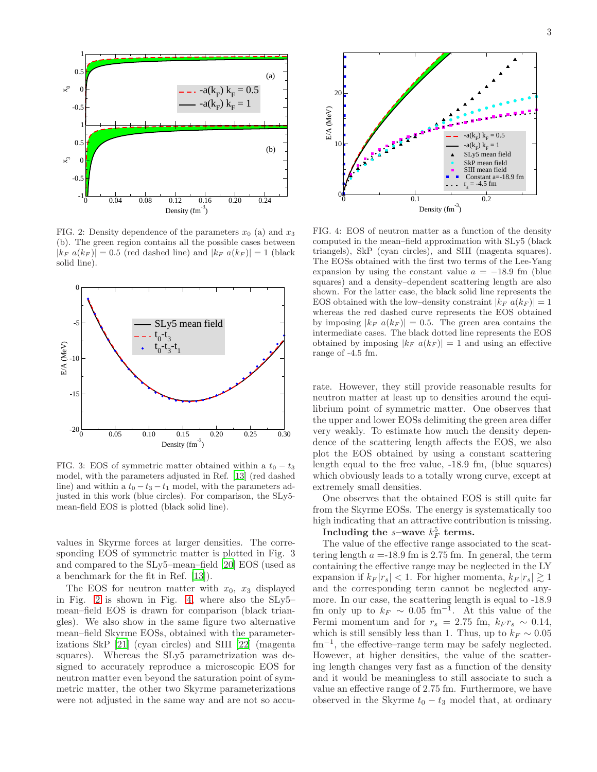FIG. 2: Density dependence of the parameters $x_0$ (a) and $x_3$ (b). The green region contains all the possible cases between $|k_F\ a(k_F)| = 0.5$ (red dashed line) and $|k_F\ a(k_F)| = 1$ (black solid line).

FIG. 3: EOS of symmetric matter obtained within a $t_0 - t_3$ model, with the parameters adjusted in Ref. [13] (red dashed line) and within a $t_0 - t_3 - t_1$ model, with the parameters adjusted in this work (blue circles). For comparison, the SLy5-mean-field EOS is plotted (black solid line).

values in Skyrme forces at larger densities. The corresponding EOS of symmetric matter is plotted in Fig. 3 and compared to the SLy5–mean–field [20] EOS (used as a benchmark for the fit in Ref. [13]).

The EOS for neutron matter with $x_0$, $x_3$ displayed in Fig. 2 is shown in Fig. 4, where also the SLy5–mean–field EOS is drawn for comparison (black triangles). We also show in the same figure two alternative mean–field Skyrme EOSs, obtained with the parameterizations SkP [21] (cyan circles) and SIII [22] (magenta squares). Whereas the SLy5 parametrization was designed to accurately reproduce a microscopic EOS for neutron matter even beyond the saturation point of symmetric matter, the other two Skyrme parameterizations were not adjusted in the same way and are not so accurate. However, they still provide reasonable results for neutron matter at least up to densities around the equilibrium point of symmetric matter. One observes that the upper and lower EOSs delimiting the green area differ very weakly. To estimate how much the density dependence of the scattering length affects the EOS, we also plot the EOS obtained by using a constant scattering length equal to the free value, -18.9 fm, (blue squares) which obviously leads to a totally wrong curve, except at extremely small densities.

FIG. 4: EOS of neutron matter as a function of the density computed in the mean–field approximation with SLy5 (black triangles), SkP (cyan circles), and SIII (magenta squares). The EOSs obtained with the first two terms of the Lee-Yang expansion by using the constant value $a = -18.9$ fm (blue squares) and a density–dependent scattering length are also shown. For the latter case, the black solid line represents the EOS obtained with the low–density constraint $|k_F\ a(k_F)| = 1$ whereas the red dashed curve represents the EOS obtained by imposing $|k_F\ a(k_F)| = 0.5$. The green area contains the intermediate cases. The black dotted line represents the EOS obtained by imposing $|k_F\ a(k_F)| = 1$ and using an effective range of -4.5 fm.

One observes that the obtained EOS is still quite far from the Skyrme EOSs. The energy is systematically too high indicating that an attractive contribution is missing.

**Including the $s$–wave $k_F^5$ terms.**

The value of the effective range associated to the scattering length $a$ =-18.9 fm is 2.75 fm. In general, the term containing the effective range may be neglected in the LY expansion if $k_F|r_s| < 1$. For higher momenta, $k_F|r_s| \gtrsim 1$ and the corresponding term cannot be neglected anymore. In our case, the scattering length is equal to -18.9 fm only up to $k_F \sim 0.05$ fm$^{-1}$. At this value of the Fermi momentum and for $r_s = 2.75$ fm, $k_F r_s \sim 0.14$, which is still sensibly less than 1. Thus, up to $k_F \sim 0.05$ fm$^{-1}$, the effective–range term may be safely neglected. However, at higher densities, the value of the scattering length changes very fast as a function of the density and it would be meaningless to still associate to such a value an effective range of 2.75 fm. Furthermore, we have observed in the Skyrme $t_0 - t_3$ model that, at ordinary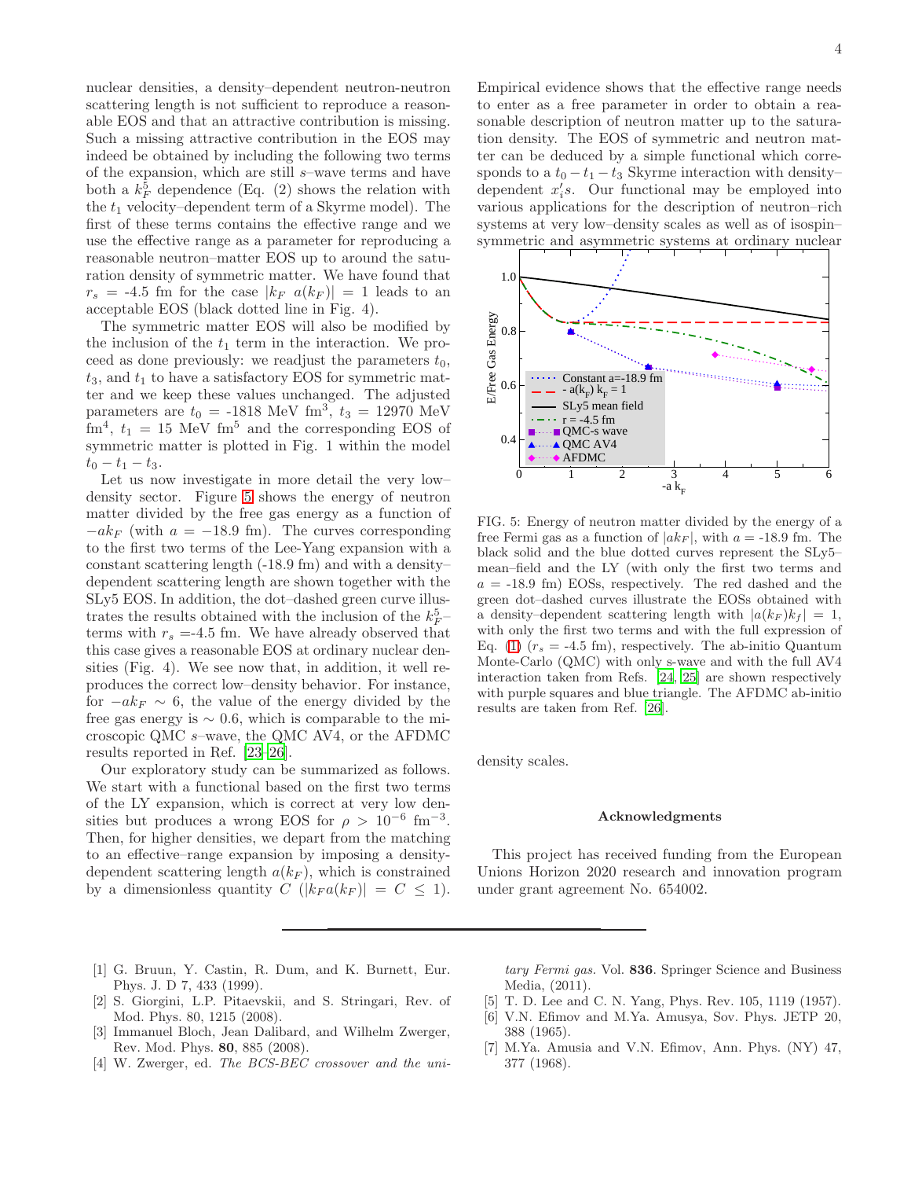nuclear densities, a density–dependent neutron-neutron scattering length is not sufficient to reproduce a reasonable EOS and that an attractive contribution is missing. Such a missing attractive contribution in the EOS may indeed be obtained by including the following two terms of the expansion, which are still $s$–wave terms and have both a $k_F^5$ dependence (Eq. (2) shows the relation with the $t_1$ velocity–dependent term of a Skyrme model). The first of these terms contains the effective range and we use the effective range as a parameter for reproducing a reasonable neutron–matter EOS up to around the saturation density of symmetric matter. We have found that $r_s$ = -4.5 fm for the case $|k_F \ a(k_F)| = 1$ leads to an acceptable EOS (black dotted line in Fig. 4).

The symmetric matter EOS will also be modified by the inclusion of the $t_1$ term in the interaction. We proceed as done previously: we readjust the parameters $t_0$, $t_3$, and $t_1$ to have a satisfactory EOS for symmetric matter and we keep these values unchanged. The adjusted parameters are $t_0$ = -1818 MeV fm$^3$, $t_3$ = 12970 MeV fm$^4$, $t_1$ = 15 MeV fm$^5$ and the corresponding EOS of symmetric matter is plotted in Fig. 1 within the model $t_0 - t_1 - t_3$.

Let us now investigate in more detail the very low–density sector. Figure 5 shows the energy of neutron matter divided by the free gas energy as a function of $-ak_F$ (with $a = -18.9$ fm). The curves corresponding to the first two terms of the Lee-Yang expansion with a constant scattering length (-18.9 fm) and with a density–dependent scattering length are shown together with the SLy5 EOS. In addition, the dot–dashed green curve illustrates the results obtained with the inclusion of the $k_F^5$–terms with $r_s$ =-4.5 fm. We have already observed that this case gives a reasonable EOS at ordinary nuclear densities (Fig. 4). We see now that, in addition, it well reproduces the correct low–density behavior. For instance, for $-ak_F \sim 6$, the value of the energy divided by the free gas energy is $\sim$ 0.6, which is comparable to the microscopic QMC $s$–wave, the QMC AV4, or the AFDMC results reported in Ref. [23–26].

Our exploratory study can be summarized as follows. We start with a functional based on the first two terms of the LY expansion, which is correct at very low densities but produces a wrong EOS for $\rho > 10^{-6}$ fm$^{-3}$. Then, for higher densities, we depart from the matching to an effective–range expansion by imposing a density-dependent scattering length $a(k_F)$, which is constrained by a dimensionless quantity $C$ ($|k_F a(k_F)| = C \leq 1$). Empirical evidence shows that the effective range needs to enter as a free parameter in order to obtain a reasonable description of neutron matter up to the saturation density. The EOS of symmetric and neutron matter can be deduced by a simple functional which corresponds to a $t_0 - t_1 - t_3$ Skyrme interaction with density–dependent $x_i's$. Our functional may be employed into various applications for the description of neutron–rich systems at very low–density scales as well as of isospin–symmetric and asymmetric systems at ordinary nuclear density scales.

FIG. 5: Energy of neutron matter divided by the energy of a free Fermi gas as a function of $|ak_F|$, with $a$ = -18.9 fm. The black solid and the blue dotted curves represent the SLy5–mean–field and the LY (with only the first two terms and $a$ = -18.9 fm) EOSs, respectively. The red dashed and the green dot–dashed curves illustrate the EOSs obtained with a density–dependent scattering length with $|a(k_F)k_f| = 1$, with only the first two terms and with the full expression of Eq. (1) ($r_s$ = -4.5 fm), respectively. The ab-initio Quantum Monte-Carlo (QMC) with only s-wave and with the full AV4 interaction taken from Refs. [24, 25] are shown respectively with purple squares and blue triangle. The AFDMC ab-initio results are taken from Ref. [26].

### Acknowledgments

This project has received funding from the European Unions Horizon 2020 research and innovation program under grant agreement No. 654002.

---

[1] G. Bruun, Y. Castin, R. Dum, and K. Burnett, Eur. Phys. J. D 7, 433 (1999).
[2] S. Giorgini, L.P. Pitaevskii, and S. Stringari, Rev. of Mod. Phys. 80, 1215 (2008).
[3] Immanuel Bloch, Jean Dalibard, and Wilhelm Zwerger, Rev. Mod. Phys. **80**, 885 (2008).
[4] W. Zwerger, ed. *The BCS-BEC crossover and the unitary Fermi gas.* Vol. **836**. Springer Science and Business Media, (2011).
[5] T. D. Lee and C. N. Yang, Phys. Rev. 105, 1119 (1957).
[6] V.N. Efimov and M.Ya. Amusya, Sov. Phys. JETP 20, 388 (1965).
[7] M.Ya. Amusia and V.N. Efimov, Ann. Phys. (NY) 47, 377 (1968).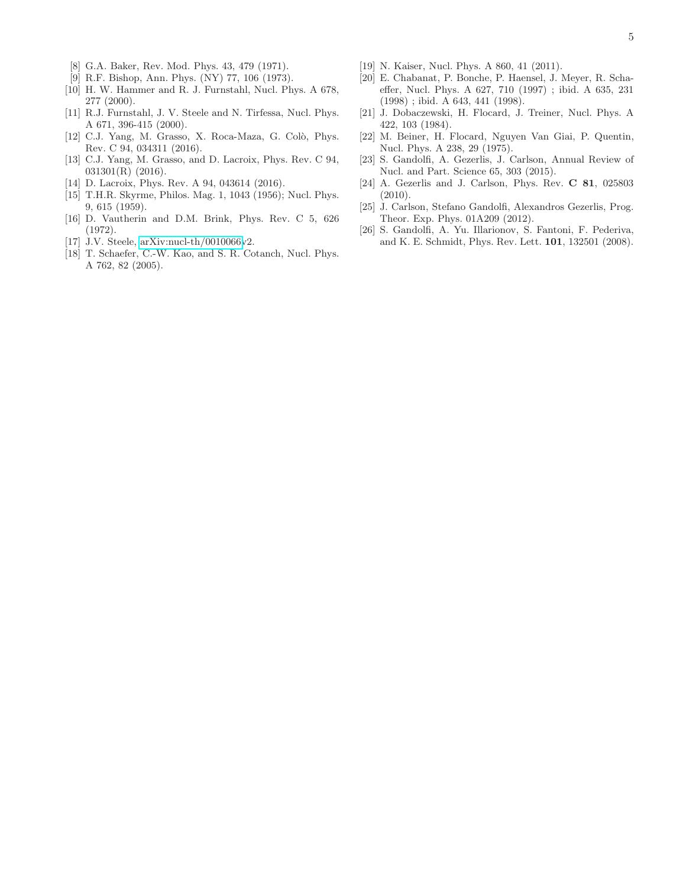[8] G.A. Baker, Rev. Mod. Phys. 43, 479 (1971).

[9] R.F. Bishop, Ann. Phys. (NY) 77, 106 (1973).

[10] H. W. Hammer and R. J. Furnstahl, Nucl. Phys. A 678, 277 (2000).

[11] R.J. Furnstahl, J. V. Steele and N. Tirfessa, Nucl. Phys. A 671, 396-415 (2000).

[12] C.J. Yang, M. Grasso, X. Roca-Maza, G. Colò, Phys. Rev. C 94, 034311 (2016).

[13] C.J. Yang, M. Grasso, and D. Lacroix, Phys. Rev. C 94, 031301(R) (2016).

[14] D. Lacroix, Phys. Rev. A 94, 043614 (2016).

[15] T.H.R. Skyrme, Philos. Mag. 1, 1043 (1956); Nucl. Phys. 9, 615 (1959).

[16] D. Vautherin and D.M. Brink, Phys. Rev. C 5, 626 (1972).

[17] J.V. Steele, arXiv:nucl-th/0010066v2.

[18] T. Schaefer, C.-W. Kao, and S. R. Cotanch, Nucl. Phys. A 762, 82 (2005).

[19] N. Kaiser, Nucl. Phys. A 860, 41 (2011).

[20] E. Chabanat, P. Bonche, P. Haensel, J. Meyer, R. Schaeffer, Nucl. Phys. A 627, 710 (1997) ; ibid. A 635, 231 (1998) ; ibid. A 643, 441 (1998).

[21] J. Dobaczewski, H. Flocard, J. Treiner, Nucl. Phys. A 422, 103 (1984).

[22] M. Beiner, H. Flocard, Nguyen Van Giai, P. Quentin, Nucl. Phys. A 238, 29 (1975).

[23] S. Gandolfi, A. Gezerlis, J. Carlson, Annual Review of Nucl. and Part. Science 65, 303 (2015).

[24] A. Gezerlis and J. Carlson, Phys. Rev. **C 81**, 025803 (2010).

[25] J. Carlson, Stefano Gandolfi, Alexandros Gezerlis, Prog. Theor. Exp. Phys. 01A209 (2012).

[26] S. Gandolfi, A. Yu. Illarionov, S. Fantoni, F. Pederiva, and K. E. Schmidt, Phys. Rev. Lett. **101**, 132501 (2008).